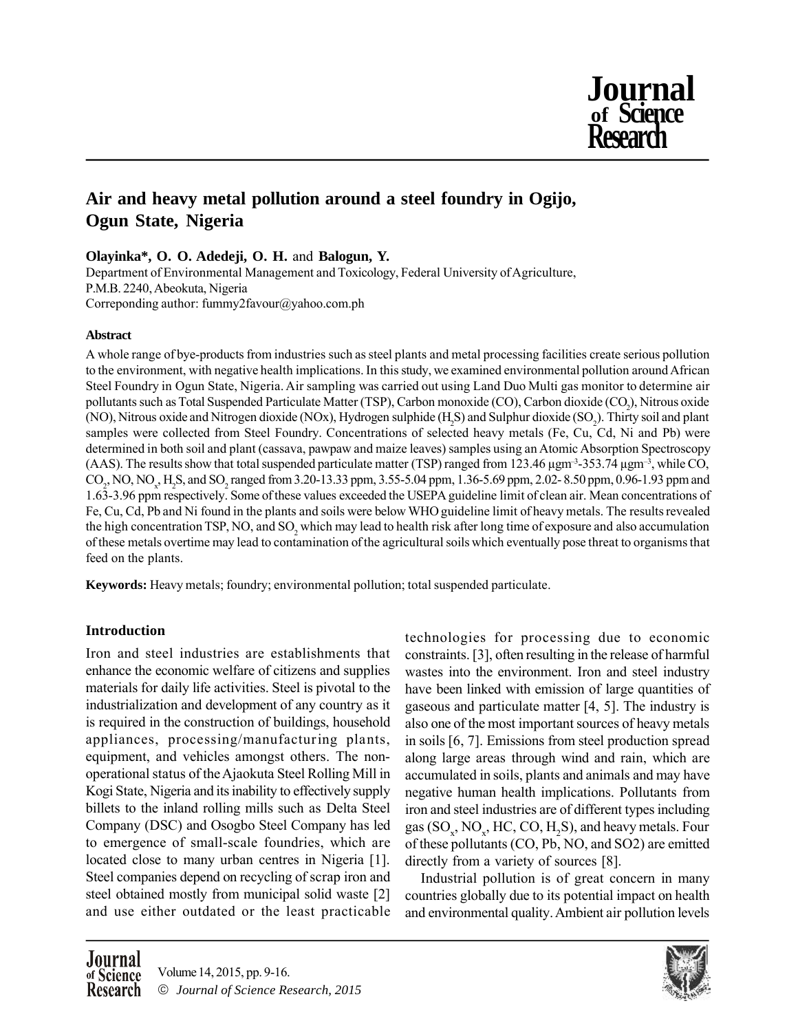# Air and heavy metal pollution around a steel foundry in Ogijo, Ogun State, Nigeria

**Olayinka*, O. O. Adedeji, O. H.** and **Balogun, Y.**

Department of Environmental Management and Toxicology, Federal University of Agriculture, P.M.B. 2240, Abeokuta, Nigeria

Correponding author: fummy2favour@yahoo.com.ph

### Abstract

A whole range of bye-products from industries such as steel plants and metal processing facilities create serious pollution to the environment, with negative health implications. In this study, we examined environmental pollution around African Steel Foundry in Ogun State, Nigeria. Air sampling was carried out using Land Duo Multi gas monitor to determine air pollutants such as Total Suspended Particulate Matter (TSP), Carbon monoxide (CO), Carbon dioxide ($CO_2$), Nitrous oxide (NO), Nitrous oxide and Nitrogen dioxide (NOx), Hydrogen sulphide ($H_2S$) and Sulphur dioxide ($SO_2$). Thirty soil and plant samples were collected from Steel Foundry. Concentrations of selected heavy metals (Fe, Cu, Cd, Ni and Pb) were determined in both soil and plant (cassava, pawpaw and maize leaves) samples using an Atomic Absorption Spectroscopy (AAS). The results show that total suspended particulate matter (TSP) ranged from 123.46 $\mu gm^{-3}$-353.74 $\mu gm^{-3}$, while CO, $CO_2$, NO, $NO_x$, $H_2S$, and $SO_2$ ranged from 3.20-13.33 ppm, 3.55-5.04 ppm, 1.36-5.69 ppm, 2.02- 8.50 ppm, 0.96-1.93 ppm and 1.63-3.96 ppm respectively. Some of these values exceeded the USEPA guideline limit of clean air. Mean concentrations of Fe, Cu, Cd, Pb and Ni found in the plants and soils were below WHO guideline limit of heavy metals. The results revealed the high concentration TSP, NO, and $SO_2$ which may lead to health risk after long time of exposure and also accumulation of these metals overtime may lead to contamination of the agricultural soils which eventually pose threat to organisms that feed on the plants.

**Keywords:** Heavy metals; foundry; environmental pollution; total suspended particulate.

## Introduction

Iron and steel industries are establishments that enhance the economic welfare of citizens and supplies materials for daily life activities. Steel is pivotal to the industrialization and development of any country as it is required in the construction of buildings, household appliances, processing/manufacturing plants, equipment, and vehicles amongst others. The non-operational status of the Ajaokuta Steel Rolling Mill in Kogi State, Nigeria and its inability to effectively supply billets to the inland rolling mills such as Delta Steel Company (DSC) and Osogbo Steel Company has led to emergence of small-scale foundries, which are located close to many urban centres in Nigeria [1]. Steel companies depend on recycling of scrap iron and steel obtained mostly from municipal solid waste [2] and use either outdated or the least practicable technologies for processing due to economic constraints. [3], often resulting in the release of harmful wastes into the environment. Iron and steel industry have been linked with emission of large quantities of gaseous and particulate matter [4, 5]. The industry is also one of the most important sources of heavy metals in soils [6, 7]. Emissions from steel production spread along large areas through wind and rain, which are accumulated in soils, plants and animals and may have negative human health implications. Pollutants from iron and steel industries are of different types including gas ($SO_x$, $NO_x$, HC, CO, $H_2S$), and heavy metals. Four of these pollutants (CO, Pb, NO, and SO2) are emitted directly from a variety of sources [8].

Industrial pollution is of great concern in many countries globally due to its potential impact on health and environmental quality. Ambient air pollution levels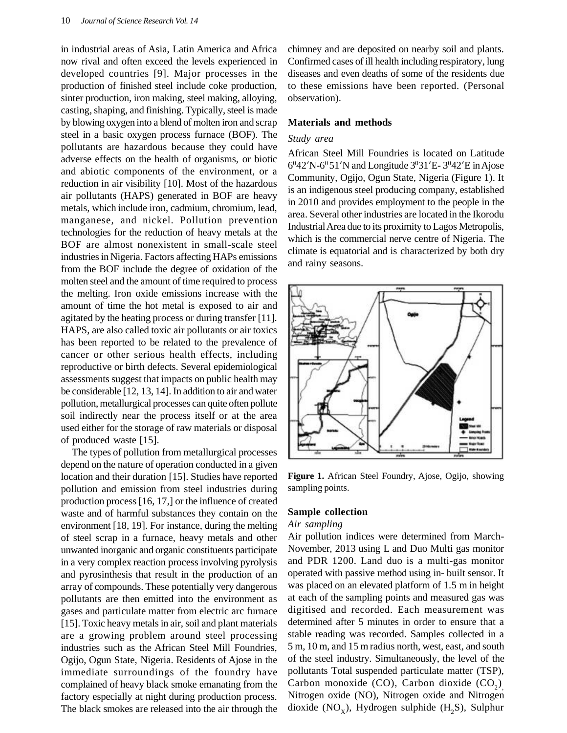in industrial areas of Asia, Latin America and Africa now rival and often exceed the levels experienced in developed countries [9]. Major processes in the production of finished steel include coke production, sinter production, iron making, steel making, alloying, casting, shaping, and finishing. Typically, steel is made by blowing oxygen into a blend of molten iron and scrap steel in a basic oxygen process furnace (BOF). The pollutants are hazardous because they could have adverse effects on the health of organisms, or biotic and abiotic components of the environment, or a reduction in air visibility [10]. Most of the hazardous air pollutants (HAPS) generated in BOF are heavy metals, which include iron, cadmium, chromium, lead, manganese, and nickel. Pollution prevention technologies for the reduction of heavy metals at the BOF are almost nonexistent in small-scale steel industries in Nigeria. Factors affecting HAPs emissions from the BOF include the degree of oxidation of the molten steel and the amount of time required to process the melting. Iron oxide emissions increase with the amount of time the hot metal is exposed to air and agitated by the heating process or during transfer [11]. HAPS, are also called toxic air pollutants or air toxics has been reported to be related to the prevalence of cancer or other serious health effects, including reproductive or birth defects. Several epidemiological assessments suggest that impacts on public health may be considerable [12, 13, 14]. In addition to air and water pollution, metallurgical processes can quite often pollute soil indirectly near the process itself or at the area used either for the storage of raw materials or disposal of produced waste [15].

The types of pollution from metallurgical processes depend on the nature of operation conducted in a given location and their duration [15]. Studies have reported pollution and emission from steel industries during production process [16, 17,] or the influence of created waste and of harmful substances they contain on the environment [18, 19]. For instance, during the melting of steel scrap in a furnace, heavy metals and other unwanted inorganic and organic constituents participate in a very complex reaction process involving pyrolysis and pyrosinthesis that result in the production of an array of compounds. These potentially very dangerous pollutants are then emitted into the environment as gases and particulate matter from electric arc furnace [15]. Toxic heavy metals in air, soil and plant materials are a growing problem around steel processing industries such as the African Steel Mill Foundries, Ogijo, Ogun State, Nigeria. Residents of Ajose in the immediate surroundings of the foundry have complained of heavy black smoke emanating from the factory especially at night during production process. The black smokes are released into the air through the chimney and are deposited on nearby soil and plants. Confirmed cases of ill health including respiratory, lung diseases and even deaths of some of the residents due to these emissions have been reported. (Personal observation).

## Materials and methods

### *Study area*

African Steel Mill Foundries is located on Latitude $6^0 42'$N-$6^0 51'$N and Longitude $3^0 31'$E- $3^0 42'$E in Ajose Community, Ogijo, Ogun State, Nigeria (Figure 1). It is an indigenous steel producing company, established in 2010 and provides employment to the people in the area. Several other industries are located in the Ikorodu Industrial Area due to its proximity to Lagos Metropolis, which is the commercial nerve centre of Nigeria. The climate is equatorial and is characterized by both dry and rainy seasons.

**Figure 1.** African Steel Foundry, Ajose, Ogijo, showing sampling points.

## Sample collection

### *Air sampling*

Air pollution indices were determined from March-November, 2013 using L and Duo Multi gas monitor and PDR 1200. Land duo is a multi-gas monitor operated with passive method using in- built sensor. It was placed on an elevated platform of 1.5 m in height at each of the sampling points and measured gas was digitised and recorded. Each measurement was determined after 5 minutes in order to ensure that a stable reading was recorded. Samples collected in a 5 m, 10 m, and 15 m radius north, west, east, and south of the steel industry. Simultaneously, the level of the pollutants Total suspended particulate matter (TSP), Carbon monoxide (CO), Carbon dioxide ($CO_2$), Nitrogen oxide (NO), Nitrogen oxide and Nitrogen dioxide ($NO_X$), Hydrogen sulphide ($H_2S$), Sulphur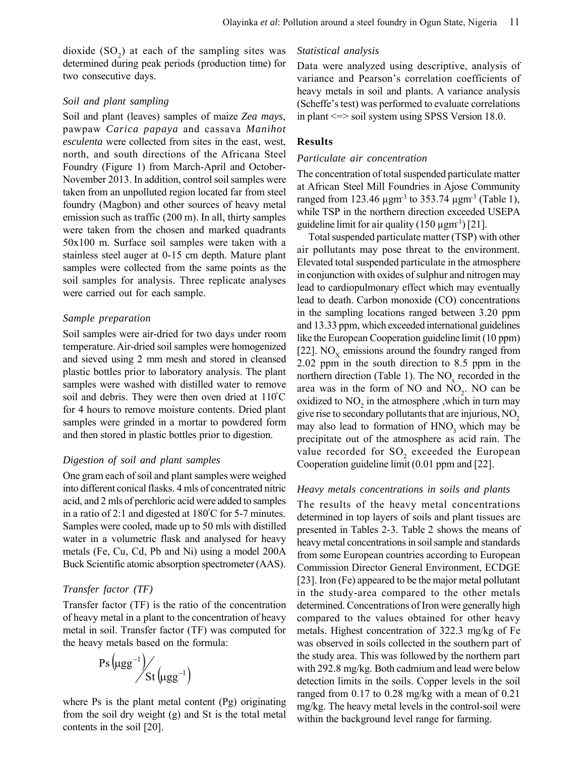dioxide ($SO_2$) at each of the sampling sites was determined during peak periods (production time) for two consecutive days.

### *Soil and plant sampling*

Soil and plant (leaves) samples of maize *Zea mays*, pawpaw *Carica papaya* and cassava *Manihot esculenta* were collected from sites in the east, west, north, and south directions of the Africana Steel Foundry (Figure 1) from March-April and October-November 2013. In addition, control soil samples were taken from an unpolluted region located far from steel foundry (Magbon) and other sources of heavy metal emission such as traffic (200 m). In all, thirty samples were taken from the chosen and marked quadrants 50x100 m. Surface soil samples were taken with a stainless steel auger at 0-15 cm depth. Mature plant samples were collected from the same points as the soil samples for analysis. Three replicate analyses were carried out for each sample.

### *Sample preparation*

Soil samples were air-dried for two days under room temperature. Air-dried soil samples were homogenized and sieved using 2 mm mesh and stored in cleansed plastic bottles prior to laboratory analysis. The plant samples were washed with distilled water to remove soil and debris. They were then oven dried at 110°C for 4 hours to remove moisture contents. Dried plant samples were grinded in a mortar to powdered form and then stored in plastic bottles prior to digestion.

### *Digestion of soil and plant samples*

One gram each of soil and plant samples were weighed into different conical flasks. 4 mls of concentrated nitric acid, and 2 mls of perchloric acid were added to samples in a ratio of 2:1 and digested at 180°C for 5-7 minutes. Samples were cooled, made up to 50 mls with distilled water in a volumetric flask and analysed for heavy metals (Fe, Cu, Cd, Pb and Ni) using a model 200A Buck Scientific atomic absorption spectrometer (AAS).

### *Transfer factor (TF)*

Transfer factor (TF) is the ratio of the concentration of heavy metal in a plant to the concentration of heavy metal in soil. Transfer factor (TF) was computed for the heavy metals based on the formula:

$$\text{Ps}\left(\mu\text{gg}^{-1}\right) / \text{St}\left(\mu\text{gg}^{-1}\right)$$

where Ps is the plant metal content (Pg) originating from the soil dry weight (g) and St is the total metal contents in the soil [20].

### *Statistical analysis*

Data were analyzed using descriptive, analysis of variance and Pearson's correlation coefficients of heavy metals in soil and plants. A variance analysis (Scheffe's test) was performed to evaluate correlations in plant <=> soil system using SPSS Version 18.0.

## Results

### *Particulate air concentration*

The concentration of total suspended particulate matter at African Steel Mill Foundries in Ajose Community ranged from 123.46 $\mu gm^{-3}$ to 353.74 $\mu gm^{-3}$ (Table 1), while TSP in the northern direction exceeded USEPA guideline limit for air quality (150 $\mu gm^{-3}$) [21].

Total suspended particulate matter (TSP) with other air pollutants may pose threat to the environment. Elevated total suspended particulate in the atmosphere in conjunction with oxides of sulphur and nitrogen may lead to cardiopulmonary effect which may eventually lead to death. Carbon monoxide (CO) concentrations in the sampling locations ranged between 3.20 ppm and 13.33 ppm, which exceeded international guidelines like the European Cooperation guideline limit (10 ppm) [22]. $NO_X$ emissions around the foundry ranged from 2.02 ppm in the south direction to 8.5 ppm in the northern direction (Table 1). The $NO_x$ recorded in the area was in the form of NO and $NO_2$. NO can be oxidized to $NO_2$ in the atmosphere ,which in turn may give rise to secondary pollutants that are injurious, $NO_2$ may also lead to formation of $HNO_3$ which may be precipitate out of the atmosphere as acid rain. The value recorded for $SO_2$ exceeded the European Cooperation guideline limit (0.01 ppm and [22].

### *Heavy metals concentrations in soils and plants*

The results of the heavy metal concentrations determined in top layers of soils and plant tissues are presented in Tables 2-3. Table 2 shows the means of heavy metal concentrations in soil sample and standards from some European countries according to European Commission Director General Environment, ECDGE [23]. Iron (Fe) appeared to be the major metal pollutant in the study-area compared to the other metals determined. Concentrations of Iron were generally high compared to the values obtained for other heavy metals. Highest concentration of 322.3 mg/kg of Fe was observed in soils collected in the southern part of the study area. This was followed by the northern part with 292.8 mg/kg. Both cadmium and lead were below detection limits in the soils. Copper levels in the soil ranged from 0.17 to 0.28 mg/kg with a mean of 0.21 mg/kg. The heavy metal levels in the control-soil were within the background level range for farming.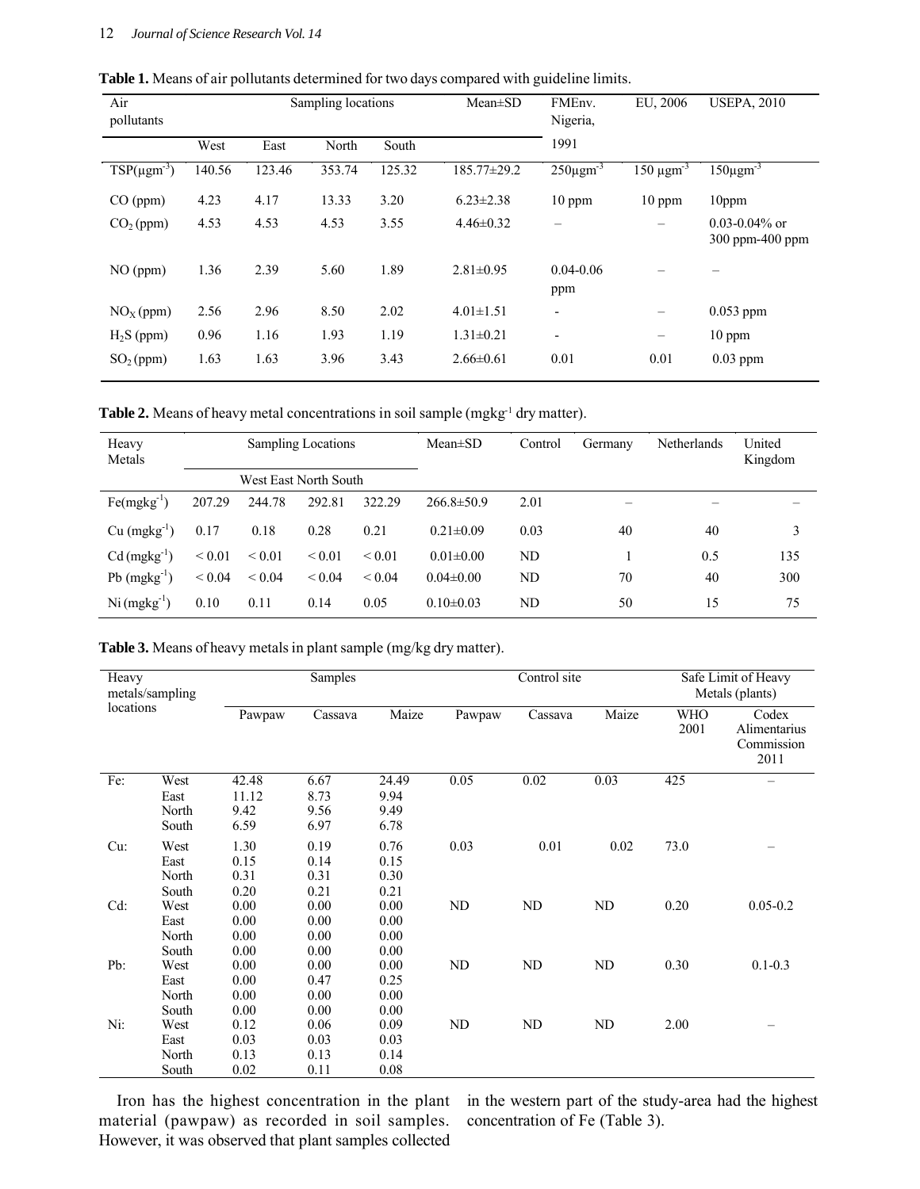**Table 1.** Means of air pollutants determined for two days compared with guideline limits.

| Air pollutants | Sampling locations | | | | Mean±SD | FMEnv. Nigeria, 1991 | EU, 2006 | USEPA, 2010 |
|---|---|---|---|---|---|---|---|---|
| | West | East | North | South | | | | |
| TSP($\mu gm^{-3}$) | 140.56 | 123.46 | 353.74 | 125.32 | 185.77±29.2 | 250$\mu gm^{-3}$ | 150 $\mu gm^{-3}$ | 150$\mu gm^{-3}$ |
| CO (ppm) | 4.23 | 4.17 | 13.33 | 3.20 | 6.23±2.38 | 10 ppm | 10 ppm | 10ppm |
| $CO_2$ (ppm) | 4.53 | 4.53 | 4.53 | 3.55 | 4.46±0.32 | – | – | 0.03-0.04% or 300 ppm-400 ppm |
| NO (ppm) | 1.36 | 2.39 | 5.60 | 1.89 | 2.81±0.95 | 0.04-0.06 ppm | – | – |
| $NO_X$ (ppm) | 2.56 | 2.96 | 8.50 | 2.02 | 4.01±1.51 | - | – | 0.053 ppm |
| $H_2S$ (ppm) | 0.96 | 1.16 | 1.93 | 1.19 | 1.31±0.21 | - | – | 10 ppm |
| $SO_2$ (ppm) | 1.63 | 1.63 | 3.96 | 3.43 | 2.66±0.61 | 0.01 | 0.01 | 0.03 ppm |

**Table 2.** Means of heavy metal concentrations in soil sample (mgkg$^{-1}$ dry matter).

| Heavy Metals | Sampling Locations | | | | Mean±SD | Control | Germany | Netherlands | United Kingdom |
|---|---|---|---|---|---|---|---|---|---|
| | West | East | North | South | | | | | |
| Fe(mgkg$^{-1}$) | 207.29 | 244.78 | 292.81 | 322.29 | 266.8±50.9 | 2.01 | – | – | – |
| Cu (mgkg$^{-1}$) | 0.17 | 0.18 | 0.28 | 0.21 | 0.21±0.09 | 0.03 | 40 | 40 | 3 |
| Cd (mgkg$^{-1}$) | < 0.01 | < 0.01 | < 0.01 | < 0.01 | 0.01±0.00 | ND | 1 | 0.5 | 135 |
| Pb (mgkg$^{-1}$) | < 0.04 | < 0.04 | < 0.04 | < 0.04 | 0.04±0.00 | ND | 70 | 40 | 300 |
| Ni (mgkg$^{-1}$) | 0.10 | 0.11 | 0.14 | 0.05 | 0.10±0.03 | ND | 50 | 15 | 75 |

**Table 3.** Means of heavy metals in plant sample (mg/kg dry matter).

| Heavy metals/sampling locations | | Samples | | | Control site | | | Safe Limit of Heavy Metals (plants) | |
|---|---|---|---|---|---|---|---|---|---|
| | | Pawpaw | Cassava | Maize | Pawpaw | Cassava | Maize | WHO 2001 | Codex Alimentarius Commission 2011 |
| Fe: | West | 42.48 | 6.67 | 24.49 | 0.05 | 0.02 | 0.03 | 425 | – |
| | East | 11.12 | 8.73 | 9.94 | | | | | |
| | North | 9.42 | 9.56 | 9.49 | | | | | |
| | South | 6.59 | 6.97 | 6.78 | | | | | |
| Cu: | West | 1.30 | 0.19 | 0.76 | 0.03 | 0.01 | 0.02 | 73.0 | – |
| | East | 0.15 | 0.14 | 0.15 | | | | | |
| | North | 0.31 | 0.31 | 0.30 | | | | | |
| | South | 0.20 | 0.21 | 0.21 | | | | | |
| Cd: | West | 0.00 | 0.00 | 0.00 | ND | ND | ND | 0.20 | 0.05-0.2 |
| | East | 0.00 | 0.00 | 0.00 | | | | | |
| | North | 0.00 | 0.00 | 0.00 | | | | | |
| | South | 0.00 | 0.00 | 0.00 | | | | | |
| Pb: | West | 0.00 | 0.00 | 0.00 | ND | ND | ND | 0.30 | 0.1-0.3 |
| | East | 0.00 | 0.47 | 0.25 | | | | | |
| | North | 0.00 | 0.00 | 0.00 | | | | | |
| | South | 0.00 | 0.00 | 0.00 | | | | | |
| Ni: | West | 0.12 | 0.06 | 0.09 | ND | ND | ND | 2.00 | – |
| | East | 0.03 | 0.03 | 0.03 | | | | | |
| | North | 0.13 | 0.13 | 0.14 | | | | | |
| | South | 0.02 | 0.11 | 0.08 | | | | | |

Iron has the highest concentration in the plant material (pawpaw) as recorded in soil samples. However, it was observed that plant samples collected in the western part of the study-area had the highest concentration of Fe (Table 3).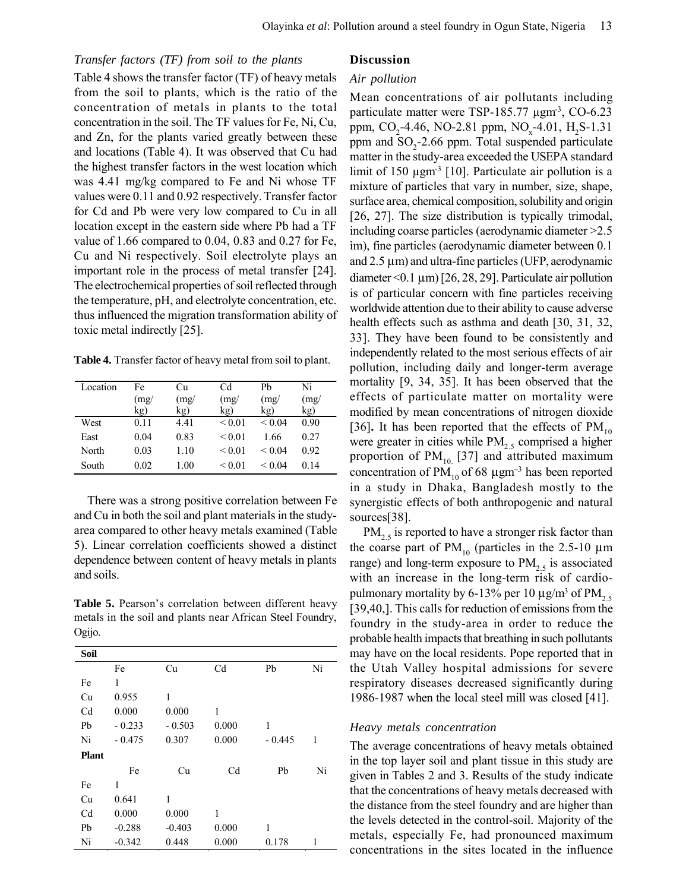### *Transfer factors (TF) from soil to the plants*

Table 4 shows the transfer factor (TF) of heavy metals from the soil to plants, which is the ratio of the concentration of metals in plants to the total concentration in the soil. The TF values for Fe, Ni, Cu, and Zn, for the plants varied greatly between these and locations (Table 4). It was observed that Cu had the highest transfer factors in the west location which was 4.41 mg/kg compared to Fe and Ni whose TF values were 0.11 and 0.92 respectively. Transfer factor for Cd and Pb were very low compared to Cu in all location except in the eastern side where Pb had a TF value of 1.66 compared to 0.04, 0.83 and 0.27 for Fe, Cu and Ni respectively. Soil electrolyte plays an important role in the process of metal transfer [24]. The electrochemical properties of soil reflected through the temperature, pH, and electrolyte concentration, etc. thus influenced the migration transformation ability of toxic metal indirectly [25].

**Table 4.** Transfer factor of heavy metal from soil to plant.

| Location | Fe (mg/kg) | Cu (mg/kg) | Cd (mg/kg) | Pb (mg/kg) | Ni (mg/kg) |
|---|---|---|---|---|---|
| West | 0.11 | 4.41 | < 0.01 | < 0.04 | 0.90 |
| East | 0.04 | 0.83 | < 0.01 | 1.66 | 0.27 |
| North | 0.03 | 1.10 | < 0.01 | < 0.04 | 0.92 |
| South | 0.02 | 1.00 | < 0.01 | < 0.04 | 0.14 |

There was a strong positive correlation between Fe and Cu in both the soil and plant materials in the study-area compared to other heavy metals examined (Table 5). Linear correlation coefficients showed a distinct dependence between content of heavy metals in plants and soils.

**Table 5.** Pearson's correlation between different heavy metals in the soil and plants near African Steel Foundry, Ogijo.

| **Soil** | | | | | |
|---|---|---|---|---|---|
| | Fe | Cu | Cd | Pb | Ni |
| Fe | 1 | | | | |
| Cu | 0.955 | 1 | | | |
| Cd | 0.000 | 0.000 | 1 | | |
| Pb | - 0.233 | - 0.503 | 0.000 | 1 | |
| Ni | - 0.475 | 0.307 | 0.000 | - 0.445 | 1 |
| **Plant** | | | | | |
| | Fe | Cu | Cd | Pb | Ni |
| Fe | 1 | | | | |
| Cu | 0.641 | 1 | | | |
| Cd | 0.000 | 0.000 | 1 | | |
| Pb | -0.288 | -0.403 | 0.000 | 1 | |
| Ni | -0.342 | 0.448 | 0.000 | 0.178 | 1 |

## Discussion

### *Air pollution*

Mean concentrations of air pollutants including particulate matter were TSP-185.77 μgm$^{-3}$, CO-6.23 ppm, $CO_2$-4.46, NO-2.81 ppm, $NO_x$-4.01, $H_2S$-1.31 ppm and $SO_2$-2.66 ppm. Total suspended particulate matter in the study-area exceeded the USEPA standard limit of 150 μgm$^{-3}$ [10]. Particulate air pollution is a mixture of particles that vary in number, size, shape, surface area, chemical composition, solubility and origin [26, 27]. The size distribution is typically trimodal, including coarse particles (aerodynamic diameter >2.5 im), fine particles (aerodynamic diameter between 0.1 and 2.5 μm) and ultra-fine particles (UFP, aerodynamic diameter <0.1 μm) [26, 28, 29]. Particulate air pollution is of particular concern with fine particles receiving worldwide attention due to their ability to cause adverse health effects such as asthma and death [30, 31, 32, 33]. They have been found to be consistently and independently related to the most serious effects of air pollution, including daily and longer-term average mortality [9, 34, 35]. It has been observed that the effects of particulate matter on mortality were modified by mean concentrations of nitrogen dioxide [36]**.** It has been reported that the effects of $PM_{10}$ were greater in cities while $PM_{2.5}$ comprised a higher proportion of $PM_{10.}$ [37] and attributed maximum concentration of $PM_{10}$ of 68 μgm$^{-3}$ has been reported in a study in Dhaka, Bangladesh mostly to the synergistic effects of both anthropogenic and natural sources[38].

$PM_{2.5}$ is reported to have a stronger risk factor than the coarse part of $PM_{10}$ (particles in the 2.5-10 μm range) and long-term exposure to $PM_{2.5}$ is associated with an increase in the long-term risk of cardio-pulmonary mortality by 6-13% per 10 μg/m$^3$ of $PM_{2.5}$ [39,40,]. This calls for reduction of emissions from the foundry in the study-area in order to reduce the probable health impacts that breathing in such pollutants may have on the local residents. Pope reported that in the Utah Valley hospital admissions for severe respiratory diseases decreased significantly during 1986-1987 when the local steel mill was closed [41].

### *Heavy metals concentration*

The average concentrations of heavy metals obtained in the top layer soil and plant tissue in this study are given in Tables 2 and 3. Results of the study indicate that the concentrations of heavy metals decreased with the distance from the steel foundry and are higher than the levels detected in the control-soil. Majority of the metals, especially Fe, had pronounced maximum concentrations in the sites located in the influence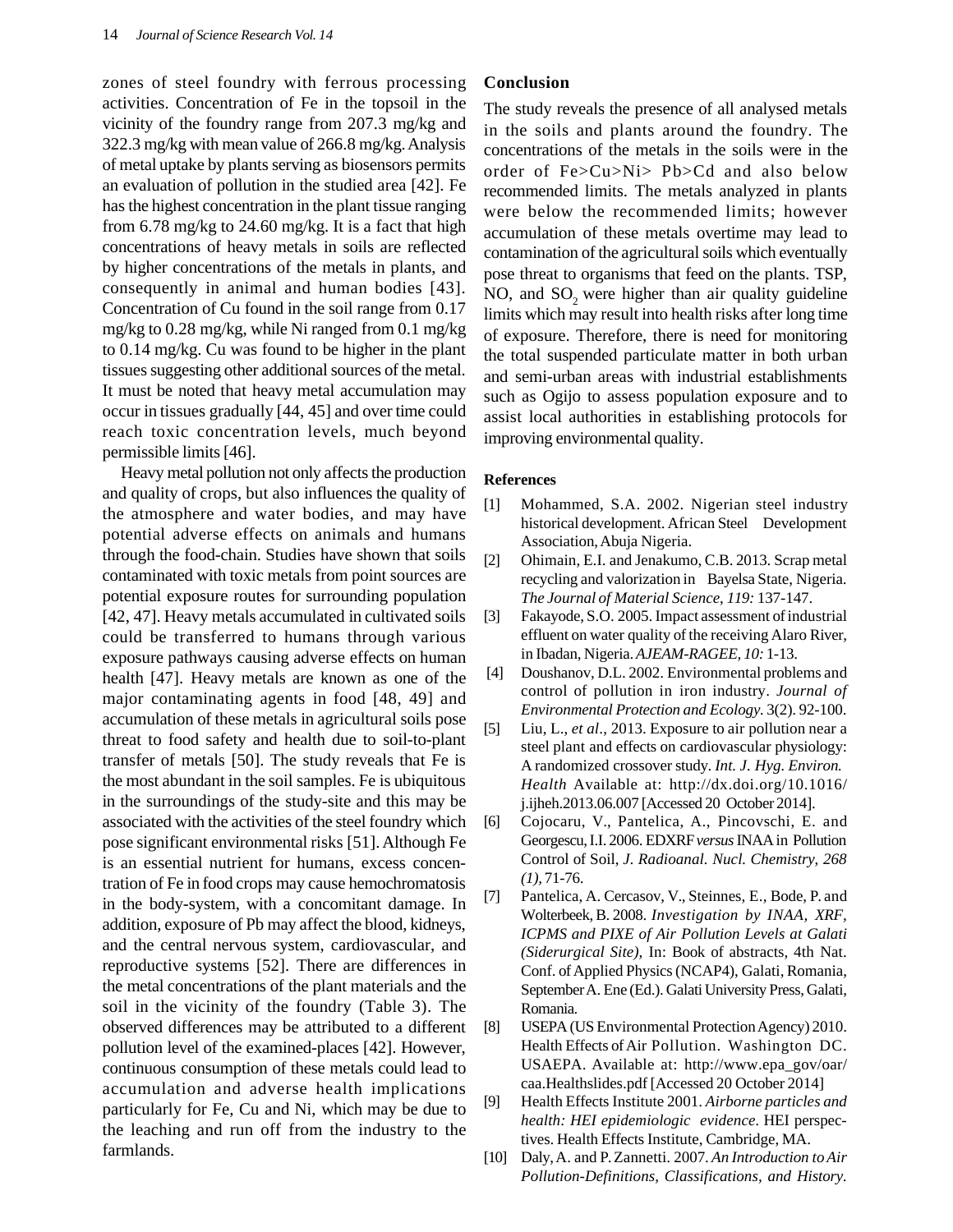zones of steel foundry with ferrous processing activities. Concentration of Fe in the topsoil in the vicinity of the foundry range from 207.3 mg/kg and 322.3 mg/kg with mean value of 266.8 mg/kg. Analysis of metal uptake by plants serving as biosensors permits an evaluation of pollution in the studied area [42]. Fe has the highest concentration in the plant tissue ranging from 6.78 mg/kg to 24.60 mg/kg. It is a fact that high concentrations of heavy metals in soils are reflected by higher concentrations of the metals in plants, and consequently in animal and human bodies [43]. Concentration of Cu found in the soil range from 0.17 mg/kg to 0.28 mg/kg, while Ni ranged from 0.1 mg/kg to 0.14 mg/kg. Cu was found to be higher in the plant tissues suggesting other additional sources of the metal. It must be noted that heavy metal accumulation may occur in tissues gradually [44, 45] and over time could reach toxic concentration levels, much beyond permissible limits [46].

Heavy metal pollution not only affects the production and quality of crops, but also influences the quality of the atmosphere and water bodies, and may have potential adverse effects on animals and humans through the food-chain. Studies have shown that soils contaminated with toxic metals from point sources are potential exposure routes for surrounding population [42, 47]. Heavy metals accumulated in cultivated soils could be transferred to humans through various exposure pathways causing adverse effects on human health [47]. Heavy metals are known as one of the major contaminating agents in food [48, 49] and accumulation of these metals in agricultural soils pose threat to food safety and health due to soil-to-plant transfer of metals [50]. The study reveals that Fe is the most abundant in the soil samples. Fe is ubiquitous in the surroundings of the study-site and this may be associated with the activities of the steel foundry which pose significant environmental risks [51]. Although Fe is an essential nutrient for humans, excess concentration of Fe in food crops may cause hemochromatosis in the body-system, with a concomitant damage. In addition, exposure of Pb may affect the blood, kidneys, and the central nervous system, cardiovascular, and reproductive systems [52]. There are differences in the metal concentrations of the plant materials and the soil in the vicinity of the foundry (Table 3). The observed differences may be attributed to a different pollution level of the examined-places [42]. However, continuous consumption of these metals could lead to accumulation and adverse health implications particularly for Fe, Cu and Ni, which may be due to the leaching and run off from the industry to the farmlands.

## Conclusion

The study reveals the presence of all analysed metals in the soils and plants around the foundry. The concentrations of the metals in the soils were in the order of Fe>Cu>Ni> Pb>Cd and also below recommended limits. The metals analyzed in plants were below the recommended limits; however accumulation of these metals overtime may lead to contamination of the agricultural soils which eventually pose threat to organisms that feed on the plants. TSP, NO, and $SO_2$ were higher than air quality guideline limits which may result into health risks after long time of exposure. Therefore, there is need for monitoring the total suspended particulate matter in both urban and semi-urban areas with industrial establishments such as Ogijo to assess population exposure and to assist local authorities in establishing protocols for improving environmental quality.

### References

[1] Mohammed, S.A. 2002. Nigerian steel industry historical development. African Steel Development Association, Abuja Nigeria.

[2] Ohimain, E.I. and Jenakumo, C.B. 2013. Scrap metal recycling and valorization in Bayelsa State, Nigeria. *The Journal of Material Science, 119:* 137-147.

[3] Fakayode, S.O. 2005. Impact assessment of industrial effluent on water quality of the receiving Alaro River, in Ibadan, Nigeria. *AJEAM-RAGEE, 10:* 1-13.

[4] Doushanov, D.L. 2002. Environmental problems and control of pollution in iron industry. *Journal of Environmental Protection and Ecology.* 3(2). 92-100.

[5] Liu, L., *et al*., 2013. Exposure to air pollution near a steel plant and effects on cardiovascular physiology: A randomized crossover study. *Int. J. Hyg. Environ. Health* Available at: http://dx.doi.org/10.1016/j.ijheh.2013.06.007 [Accessed 20 October 2014].

[6] Cojocaru, V., Pantelica, A., Pincovschi, E. and Georgescu, I.I. 2006. EDXRF *versus* INAA in Pollution Control of Soil, *J. Radioanal. Nucl. Chemistry, 268 (1),* 71-76.

[7] Pantelica, A. Cercasov, V., Steinnes, E., Bode, P. and Wolterbeek, B. 2008. *Investigation by INAA, XRF, ICPMS and PIXE of Air Pollution Levels at Galati (Siderurgical Site),* In: Book of abstracts, 4th Nat. Conf. of Applied Physics (NCAP4), Galati, Romania, September A. Ene (Ed.). Galati University Press, Galati, Romania.

[8] USEPA (US Environmental Protection Agency) 2010. Health Effects of Air Pollution. Washington DC. USAEPA. Available at: http://www.epa_gov/oar/caa.Healthslides.pdf [Accessed 20 October 2014]

[9] Health Effects Institute 2001. *Airborne particles and health: HEI epidemiologic evidence*. HEI perspectives. Health Effects Institute, Cambridge, MA.

[10] Daly, A. and P. Zannetti. 2007. *An Introduction to Air Pollution-Definitions, Classifications, and History.*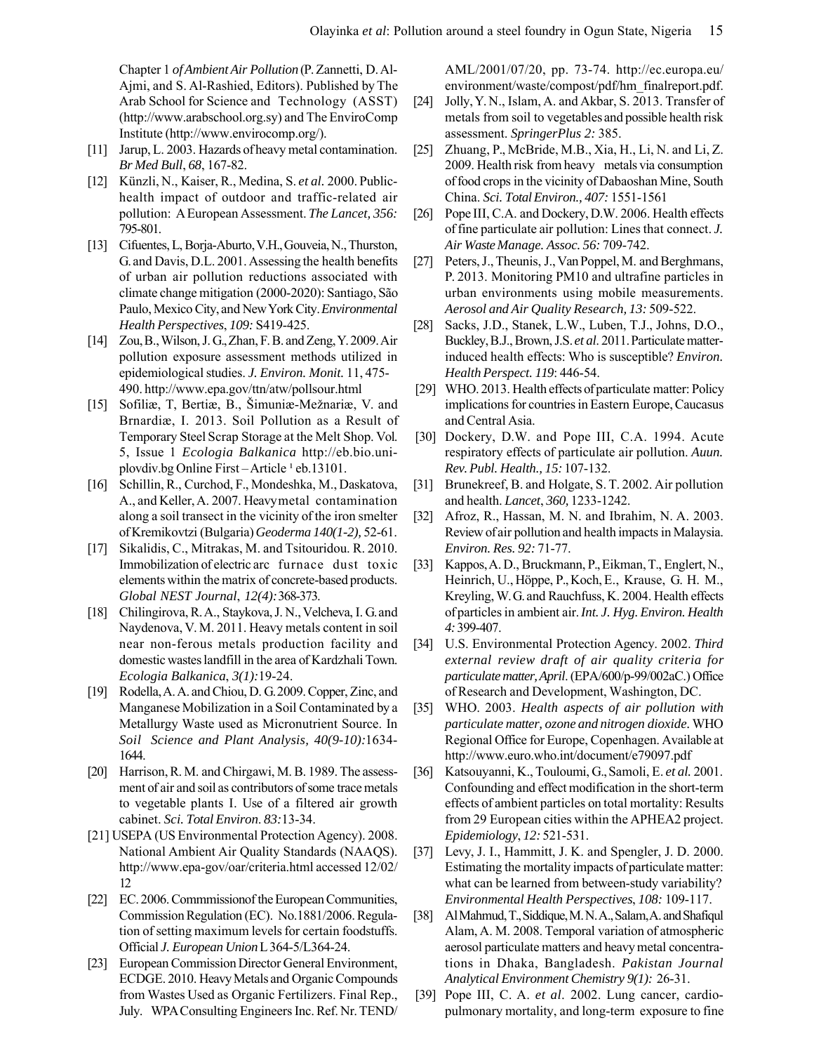Chapter 1 *of Ambient Air Pollution* (P. Zannetti, D. Al-Ajmi, and S. Al-Rashied, Editors). Published by The Arab School for Science and Technology (ASST) (http://www.arabschool.org.sy) and The EnviroComp Institute (http://www.envirocomp.org/).

[11] Jarup, L. 2003. Hazards of heavy metal contamination. *Br Med Bull*, *68*, 167-82.

[12] Künzli, N., Kaiser, R., Medina, S. *et al.* 2000. Public-health impact of outdoor and traffic-related air pollution: A European Assessment. *The Lancet, 356:* 795-801.

[13] Cifuentes, L, Borja-Aburto, V.H., Gouveia, N., Thurston, G. and Davis, D.L. 2001. Assessing the health benefits of urban air pollution reductions associated with climate change mitigation (2000-2020): Santiago, São Paulo, Mexico City, and New York City. *Environmental Health Perspectives*, *109:* S419-425.

[14] Zou, B., Wilson, J. G., Zhan, F. B. and Zeng, Y. 2009. Air pollution exposure assessment methods utilized in epidemiological studies. *J. Environ. Monit.* 11, 475-490. http://www.epa.gov/ttn/atw/pollsour.html

[15] Sofiliæ, T, Bertiæ, B., Šimuniæ-Mežnariæ, V. and Brnardiæ, I. 2013. Soil Pollution as a Result of Temporary Steel Scrap Storage at the Melt Shop. Vol. 5, Issue 1 *Ecologia Balkanica* http://eb.bio.uni-plovdiv.bg Online First – Article ¹ eb.13101.

[16] Schillin, R., Curchod, F., Mondeshka, M., Daskatova, A., and Keller, A. 2007. Heavymetal contamination along a soil transect in the vicinity of the iron smelter of Kremikovtzi (Bulgaria) *Geoderma 140(1-2),* 52-61.

[17] Sikalidis, C., Mitrakas, M. and Tsitouridou. R. 2010. Immobilization of electric arc furnace dust toxic elements within the matrix of concrete-based products. *Global NEST Journal*, *12(4):*368-373.

[18] Chilingirova, R. A., Staykova, J. N., Velcheva, I. G. and Naydenova, V. M. 2011. Heavy metals content in soil near non-ferous metals production facility and domestic wastes landfill in the area of Kardzhali Town. *Ecologia Balkanica*, *3(1):*19-24.

[19] Rodella, A. A. and Chiou, D. G. 2009. Copper, Zinc, and Manganese Mobilization in a Soil Contaminated by a Metallurgy Waste used as Micronutrient Source. In *Soil Science and Plant Analysis, 40(9-10):*1634-1644.

[20] Harrison, R. M. and Chirgawi, M. B. 1989. The assessment of air and soil as contributors of some trace metals to vegetable plants I. Use of a filtered air growth cabinet. *Sci. Total Environ. 83:*13-34.

[21] USEPA (US Environmental Protection Agency). 2008. National Ambient Air Quality Standards (NAAQS). http://www.epa-gov/oar/criteria.html accessed 12/02/12

[22] EC. 2006. Commmissionof the European Communities, Commission Regulation (EC). No.1881/2006. Regulation of setting maximum levels for certain foodstuffs. Official *J. European Union* L 364-5/L364-24.

[23] European Commission Director General Environment, ECDGE. 2010. Heavy Metals and Organic Compounds from Wastes Used as Organic Fertilizers. Final Rep., July. WPA Consulting Engineers Inc. Ref. Nr. TEND/AML/2001/07/20, pp. 73-74. http://ec.europa.eu/environment/waste/compost/pdf/hm_finalreport.pdf.

[24] Jolly, Y. N., Islam, A. and Akbar, S. 2013. Transfer of metals from soil to vegetables and possible health risk assessment. *SpringerPlus 2:* 385.

[25] Zhuang, P., McBride, M.B., Xia, H., Li, N. and Li, Z. 2009. Health risk from heavy metals via consumption of food crops in the vicinity of Dabaoshan Mine, South China. *Sci. Total Environ., 407:* 1551-1561

[26] Pope III, C.A. and Dockery, D.W. 2006. Health effects of fine particulate air pollution: Lines that connect. *J. Air Waste Manage. Assoc. 56:* 709-742.

[27] Peters, J., Theunis, J., Van Poppel, M. and Berghmans, P. 2013. Monitoring PM10 and ultrafine particles in urban environments using mobile measurements. *Aerosol and Air Quality Research, 13:* 509-522.

[28] Sacks, J.D., Stanek, L.W., Luben, T.J., Johns, D.O., Buckley, B.J., Brown, J.S. *et al.* 2011. Particulate matter-induced health effects: Who is susceptible? *Environ. Health Perspect. 119*: 446-54.

[29] WHO. 2013. Health effects of particulate matter: Policy implications for countries in Eastern Europe, Caucasus and Central Asia.

[30] Dockery, D.W. and Pope III, C.A. 1994. Acute respiratory effects of particulate air pollution. *Auun. Rev. Publ. Health., 15:* 107-132.

[31] Brunekreef, B. and Holgate, S. T. 2002. Air pollution and health. *Lancet*, *360,* 1233-1242.

[32] Afroz, R., Hassan, M. N. and Ibrahim, N. A. 2003. Review of air pollution and health impacts in Malaysia. *Environ. Res. 92:* 71-77.

[33] Kappos, A. D., Bruckmann, P., Eikman, T., Englert, N., Heinrich, U., Höppe, P., Koch, E., Krause, G. H. M., Kreyling, W. G. and Rauchfuss, K. 2004. Health effects of particles in ambient air. *Int. J. Hyg. Environ. Health 4:* 399-407.

[34] U.S. Environmental Protection Agency. 2002. *Third external review draft of air quality criteria for particulate matter, April.* (EPA/600/p-99/002aC.) Office of Research and Development, Washington, DC.

[35] WHO. 2003. *Health aspects of air pollution with particulate matter, ozone and nitrogen dioxide*. WHO Regional Office for Europe, Copenhagen. Available at http://www.euro.who.int/document/e79097.pdf

[36] Katsouyanni, K., Touloumi, G., Samoli, E. *et al.* 2001. Confounding and effect modification in the short-term effects of ambient particles on total mortality: Results from 29 European cities within the APHEA2 project. *Epidemiology*, *12:* 521-531.

[37] Levy, J. I., Hammitt, J. K. and Spengler, J. D. 2000. Estimating the mortality impacts of particulate matter: what can be learned from between-study variability? *Environmental Health Perspectives*, *108:* 109-117.

[38] Al Mahmud, T., Siddique, M. N. A., Salam, A. and Shafiqul Alam, A. M. 2008. Temporal variation of atmospheric aerosol particulate matters and heavy metal concentrations in Dhaka, Bangladesh. *Pakistan Journal Analytical Environment Chemistry 9(1):* 26-31.

[39] Pope III, C. A. *et al.* 2002. Lung cancer, cardio-pulmonary mortality, and long-term exposure to fine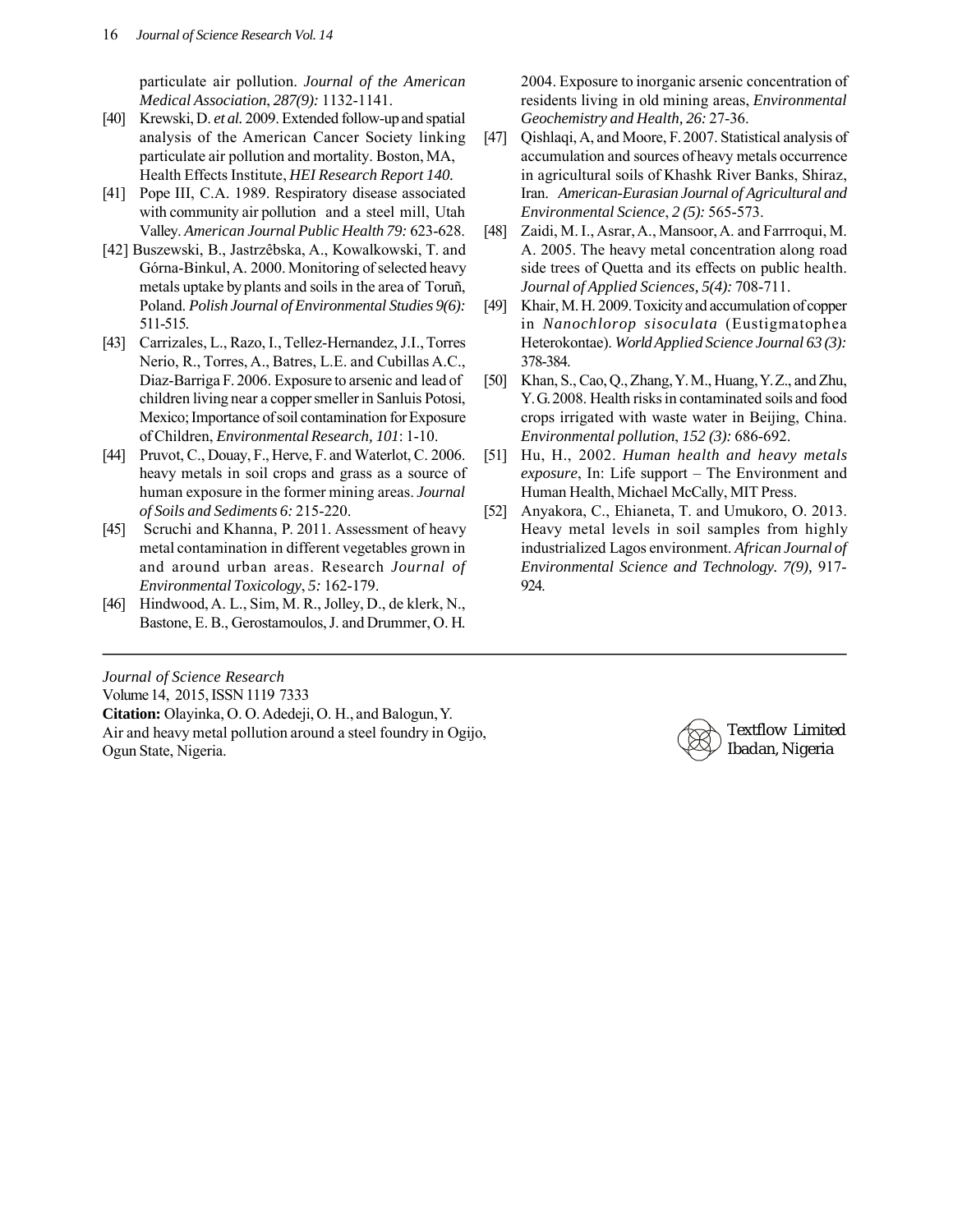particulate air pollution. *Journal of the American Medical Association*, *287(9):* 1132-1141.

[40] Krewski, D. *et al.* 2009. Extended follow-up and spatial analysis of the American Cancer Society linking particulate air pollution and mortality. Boston, MA, Health Effects Institute, *HEI Research Report 140.*

[41] Pope III, C.A. 1989. Respiratory disease associated with community air pollution and a steel mill, Utah Valley. *American Journal Public Health 79:* 623-628.

[42] Buszewski, B., Jastrzêbska, A., Kowalkowski, T. and Górna-Binkul, A. 2000. Monitoring of selected heavy metals uptake by plants and soils in the area of Toruñ, Poland. *Polish Journal of Environmental Studies 9(6):* 511-515.

[43] Carrizales, L., Razo, I., Tellez-Hernandez, J.I., Torres Nerio, R., Torres, A., Batres, L.E. and Cubillas A.C., Diaz-Barriga F. 2006. Exposure to arsenic and lead of children living near a copper smeller in Sanluis Potosi, Mexico; Importance of soil contamination for Exposure of Children, *Environmental Research, 101*: 1-10.

[44] Pruvot, C., Douay, F., Herve, F. and Waterlot, C. 2006. heavy metals in soil crops and grass as a source of human exposure in the former mining areas. *Journal of Soils and Sediments 6:* 215-220.

[45] Scruchi and Khanna, P. 2011. Assessment of heavy metal contamination in different vegetables grown in and around urban areas. Research *Journal of Environmental Toxicology*, *5:* 162-179.

[46] Hindwood, A. L., Sim, M. R., Jolley, D., de klerk, N., Bastone, E. B., Gerostamoulos, J. and Drummer, O. H. 2004. Exposure to inorganic arsenic concentration of residents living in old mining areas, *Environmental Geochemistry and Health, 26:* 27-36.

[47] Qishlaqi, A, and Moore, F. 2007. Statistical analysis of accumulation and sources of heavy metals occurrence in agricultural soils of Khashk River Banks, Shiraz, Iran. *American-Eurasian Journal of Agricultural and Environmental Science*, *2 (5):* 565-573.

[48] Zaidi, M. I., Asrar, A., Mansoor, A. and Farrroqui, M. A. 2005. The heavy metal concentration along road side trees of Quetta and its effects on public health. *Journal of Applied Sciences, 5(4):* 708-711.

[49] Khair, M. H. 2009. Toxicity and accumulation of copper in *Nanochlorop sisoculata* (Eustigmatophea Heterokontae). *World Applied Science Journal 63 (3):* 378-384.

[50] Khan, S., Cao, Q., Zhang, Y. M., Huang, Y. Z., and Zhu, Y. G. 2008. Health risks in contaminated soils and food crops irrigated with waste water in Beijing, China. *Environmental pollution*, *152 (3):* 686-692.

[51] Hu, H., 2002. *Human health and heavy metals exposure*, In: Life support – The Environment and Human Health, Michael McCally, MIT Press.

[52] Anyakora, C., Ehianeta, T. and Umukoro, O. 2013. Heavy metal levels in soil samples from highly industrialized Lagos environment. *African Journal of Environmental Science and Technology. 7(9),* 917-924.

---

*Journal of Science Research*
Volume 14, 2015, ISSN 1119 7333
**Citation:** Olayinka, O. O. Adedeji, O. H., and Balogun, Y.
Air and heavy metal pollution around a steel foundry in Ogijo, Ogun State, Nigeria.

Textflow Limited
Ibadan, Nigeria